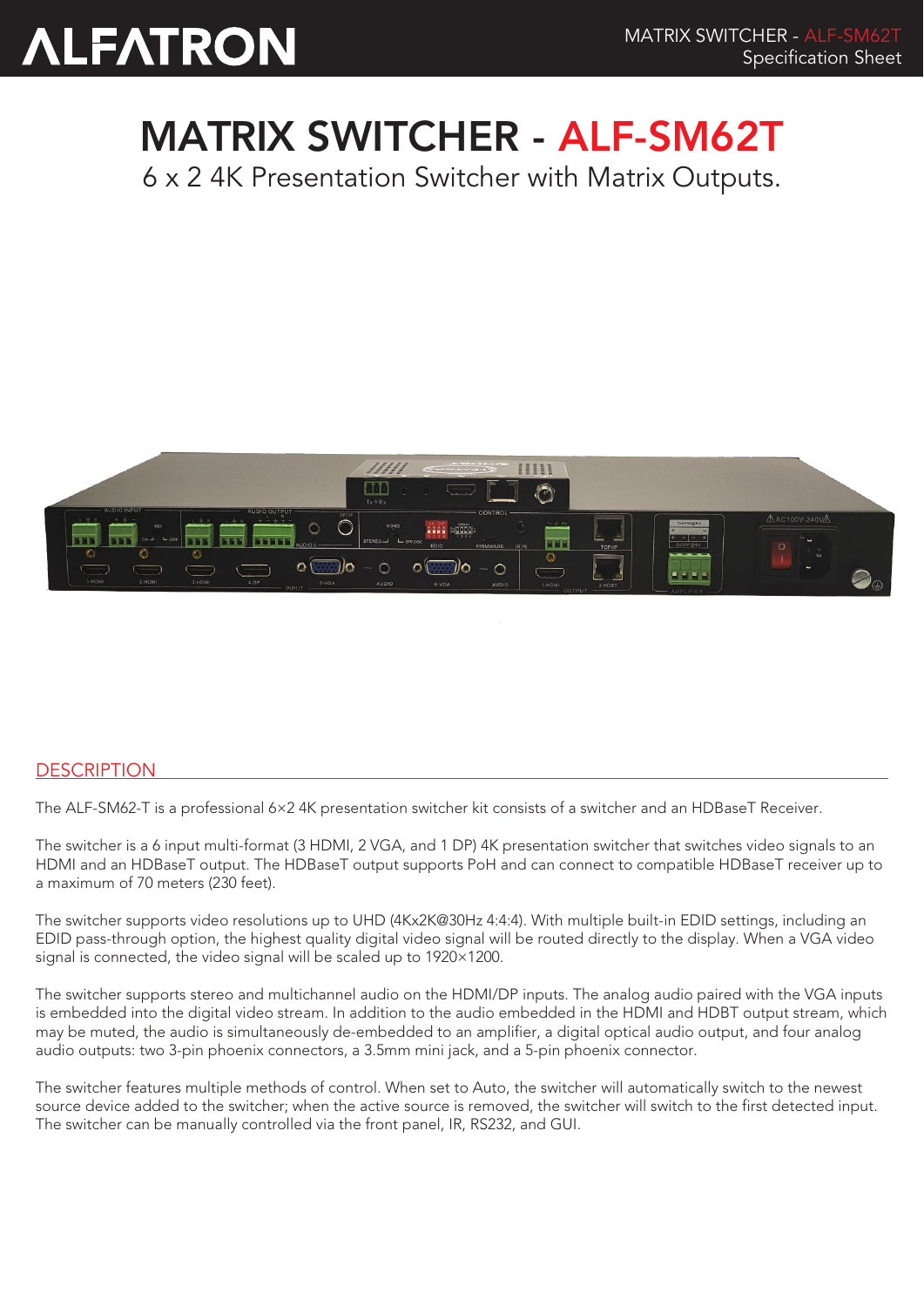# MATRIX SWITCHER - ALF-SM62T

6 x 2 4K Presentation Switcher with Matrix Outputs.

## DESCRIPTION

The ALF-SM62-T is a professional 6×2 4K presentation switcher kit consists of a switcher and an HDBaseT Receiver.

The switcher is a 6 input multi-format (3 HDMI, 2 VGA, and 1 DP) 4K presentation switcher that switches video signals to an HDMI and an HDBaseT output. The HDBaseT output supports PoH and can connect to compatible HDBaseT receiver up to a maximum of 70 meters (230 feet).

The switcher supports video resolutions up to UHD (4Kx2K@30Hz 4:4:4). With multiple built-in EDID settings, including an EDID pass-through option, the highest quality digital video signal will be routed directly to the display. When a VGA video signal is connected, the video signal will be scaled up to 1920×1200.

The switcher supports stereo and multichannel audio on the HDMI/DP inputs. The analog audio paired with the VGA inputs is embedded into the digital video stream. In addition to the audio embedded in the HDMI and HDBT output stream, which may be muted, the audio is simultaneously de-embedded to an amplifier, a digital optical audio output, and four analog audio outputs: two 3-pin phoenix connectors, a 3.5mm mini jack, and a 5-pin phoenix connector.

The switcher features multiple methods of control. When set to Auto, the switcher will automatically switch to the newest source device added to the switcher; when the active source is removed, the switcher will switch to the first detected input. The switcher can be manually controlled via the front panel, IR, RS232, and GUI.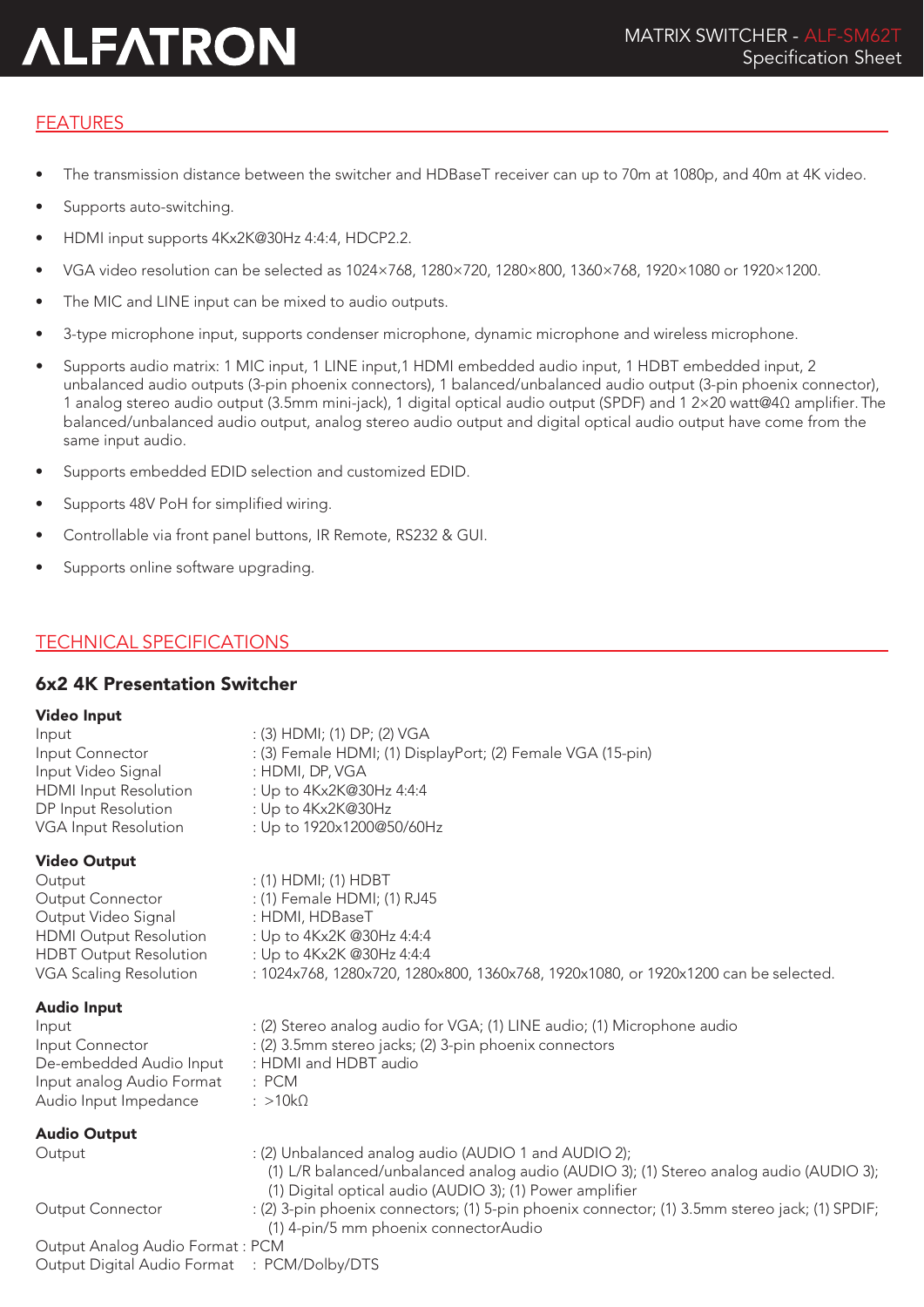## FEATURES

- The transmission distance between the switcher and HDBaseT receiver can up to 70m at 1080p, and 40m at 4K video.
- Supports auto-switching.
- HDMI input supports 4Kx2K@30Hz 4:4:4, HDCP2.2.
- VGA video resolution can be selected as 1024×768, 1280×720, 1280×800, 1360×768, 1920×1080 or 1920×1200.
- The MIC and LINE input can be mixed to audio outputs.
- 3-type microphone input, supports condenser microphone, dynamic microphone and wireless microphone.
- Supports audio matrix: 1 MIC input, 1 LINE input,1 HDMI embedded audio input, 1 HDBT embedded input, 2 unbalanced audio outputs (3-pin phoenix connectors), 1 balanced/unbalanced audio output (3-pin phoenix connector), 1 analog stereo audio output (3.5mm mini-jack), 1 digital optical audio output (SPDF) and 1 2×20 watt@4Ω amplifier. The balanced/unbalanced audio output, analog stereo audio output and digital optical audio output have come from the same input audio.
- Supports embedded EDID selection and customized EDID.
- Supports 48V PoH for simplified wiring.
- Controllable via front panel buttons, IR Remote, RS232 & GUI.
- Supports online software upgrading.

## TECHNICAL SPECIFICATIONS

### 6x2 4K Presentation Switcher

**Video Input**

| | |
|---|---|
| Input | : (3) HDMI; (1) DP; (2) VGA |
| Input Connector | : (3) Female HDMI; (1) DisplayPort; (2) Female VGA (15-pin) |
| Input Video Signal | : HDMI, DP, VGA |
| HDMI Input Resolution | : Up to 4Kx2K@30Hz 4:4:4 |
| DP Input Resolution | : Up to 4Kx2K@30Hz |
| VGA Input Resolution | : Up to 1920x1200@50/60Hz |

**Video Output**

| | |
|---|---|
| Output | : (1) HDMI; (1) HDBT |
| Output Connector | : (1) Female HDMI; (1) RJ45 |
| Output Video Signal | : HDMI, HDBaseT |
| HDMI Output Resolution | : Up to 4Kx2K @30Hz 4:4:4 |
| HDBT Output Resolution | : Up to 4Kx2K @30Hz 4:4:4 |
| VGA Scaling Resolution | : 1024x768, 1280x720, 1280x800, 1360x768, 1920x1080, or 1920x1200 can be selected. |

**Audio Input**

| | |
|---|---|
| Input | : (2) Stereo analog audio for VGA; (1) LINE audio; (1) Microphone audio |
| Input Connector | : (2) 3.5mm stereo jacks; (2) 3-pin phoenix connectors |
| De-embedded Audio Input | : HDMI and HDBT audio |
| Input analog Audio Format | : PCM |
| Audio Input Impedance | : >10kΩ |

**Audio Output**

| | |
|---|---|
| Output | : (2) Unbalanced analog audio (AUDIO 1 and AUDIO 2); (1) L/R balanced/unbalanced analog audio (AUDIO 3); (1) Stereo analog audio (AUDIO 3); (1) Digital optical audio (AUDIO 3); (1) Power amplifier |
| Output Connector | : (2) 3-pin phoenix connectors; (1) 5-pin phoenix connector; (1) 3.5mm stereo jack; (1) SPDIF; (1) 4-pin/5 mm phoenix connectorAudio |
| Output Analog Audio Format | : PCM |
| Output Digital Audio Format | : PCM/Dolby/DTS |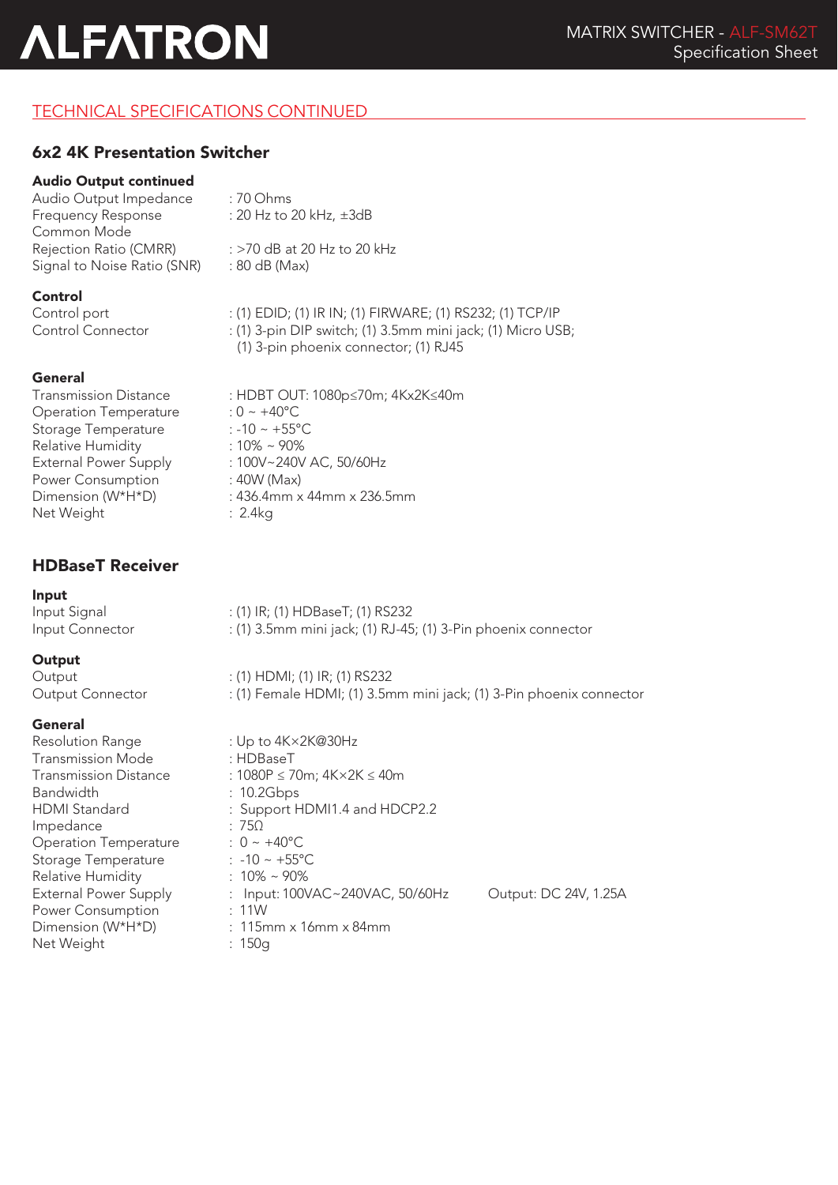## TECHNICAL SPECIFICATIONS CONTINUED

### 6x2 4K Presentation Switcher

**Audio Output continued**

| | |
|---|---|
| Audio Output Impedance | : 70 Ohms |
| Frequency Response | : 20 Hz to 20 kHz, ±3dB |
| Common Mode Rejection Ratio (CMRR) | : >70 dB at 20 Hz to 20 kHz |
| Signal to Noise Ratio (SNR) | : 80 dB (Max) |

**Control**

| | |
|---|---|
| Control port | : (1) EDID; (1) IR IN; (1) FIRWARE; (1) RS232; (1) TCP/IP |
| Control Connector | : (1) 3-pin DIP switch; (1) 3.5mm mini jack; (1) Micro USB; (1) 3-pin phoenix connector; (1) RJ45 |

**General**

| | |
|---|---|
| Transmission Distance | : HDBT OUT: 1080p≤70m; 4Kx2K≤40m |
| Operation Temperature | : 0 ~ +40°C |
| Storage Temperature | : -10 ~ +55°C |
| Relative Humidity | : 10% ~ 90% |
| External Power Supply | : 100V~240V AC, 50/60Hz |
| Power Consumption | : 40W (Max) |
| Dimension (W*H*D) | : 436.4mm x 44mm x 236.5mm |
| Net Weight | : 2.4kg |

### HDBaseT Receiver

**Input**

| | |
|---|---|
| Input Signal | : (1) IR; (1) HDBaseT; (1) RS232 |
| Input Connector | : (1) 3.5mm mini jack; (1) RJ-45; (1) 3-Pin phoenix connector |

**Output**

| | |
|---|---|
| Output | : (1) HDMI; (1) IR; (1) RS232 |
| Output Connector | : (1) Female HDMI; (1) 3.5mm mini jack; (1) 3-Pin phoenix connector |

**General**

| | |
|---|---|
| Resolution Range | : Up to 4K×2K@30Hz |
| Transmission Mode | : HDBaseT |
| Transmission Distance | : 1080P ≤ 70m; 4K×2K ≤ 40m |
| Bandwidth | : 10.2Gbps |
| HDMI Standard | : Support HDMI1.4 and HDCP2.2 |
| Impedance | : 75Ω |
| Operation Temperature | : 0 ~ +40°C |
| Storage Temperature | : -10 ~ +55°C |
| Relative Humidity | : 10% ~ 90% |
| External Power Supply | : Input: 100VAC~240VAC, 50/60Hz Output: DC 24V, 1.25A |
| Power Consumption | : 11W |
| Dimension (W*H*D) | : 115mm x 16mm x 84mm |
| Net Weight | : 150g |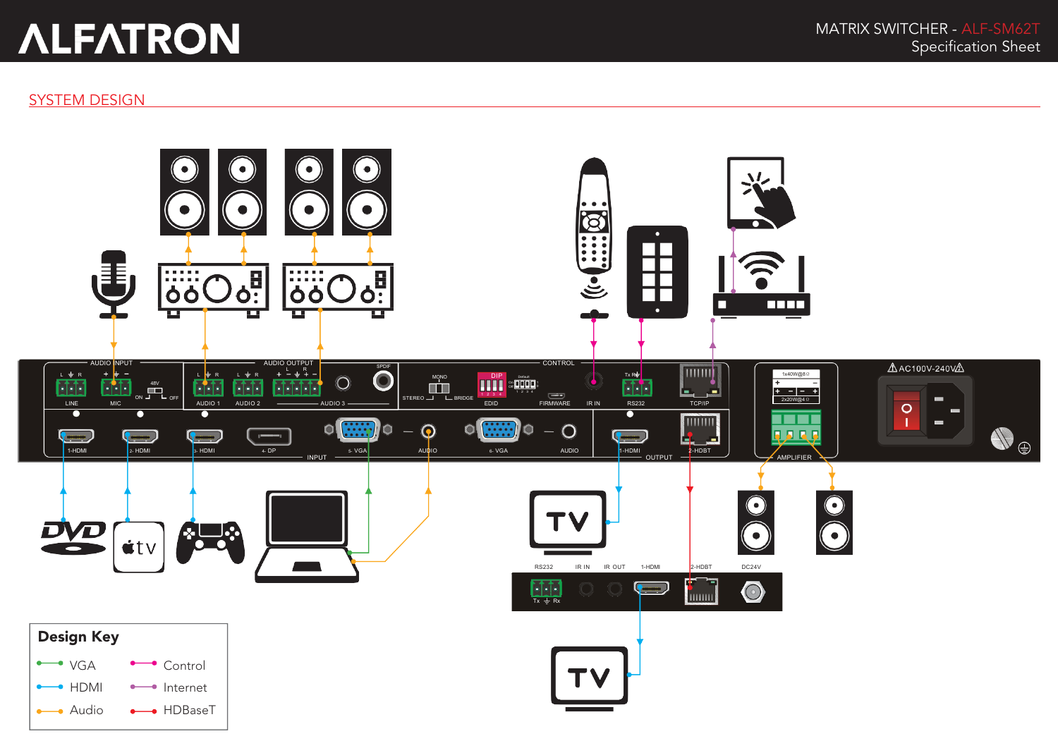# SYSTEM DESIGN

AUDIO INPUT
L R
LINE
MIC
48V
ON OFF
AUDIO OUTPUT
L R
AUDIO 1
AUDIO 2
AUDIO 3
SPDIF
CONTROL
MONO
STEREO
BRIDGE
DIP
EDID
Default
FIRMWARE
IR IN
Tx Rx
RS232
TCP/IP
1-HDMI
2- HDMI
3- HDMI
4- DP
INPUT
5- VGA
AUDIO
6- VGA
AUDIO
1-HDMI
2-HDBT
OUTPUT
1x40W@8Ω
2x20W@4Ω
AMPLIFIER
AC100V-240V

RS232
IR IN
IR OUT
1-HDMI
2-HDBT
DC24V
Tx Rx

**Design Key**

- VGA
- HDMI
- Audio
- Control
- Internet
- HDBaseT